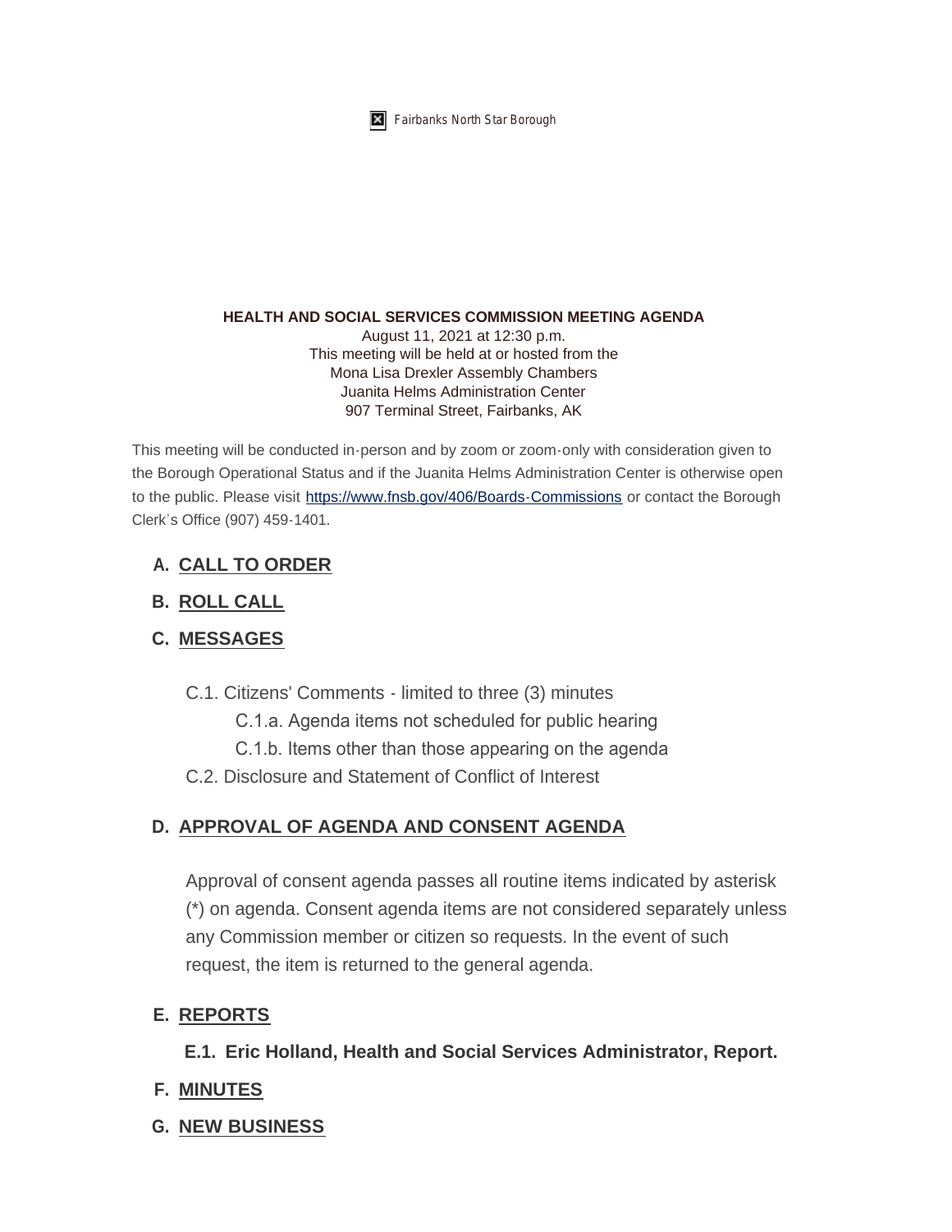Fairbanks North Star Borough

**HEALTH AND SOCIAL SERVICES COMMISSION MEETING AGENDA**

August 11, 2021 at 12:30 p.m.
This meeting will be held at or hosted from the
Mona Lisa Drexler Assembly Chambers
Juanita Helms Administration Center
907 Terminal Street, Fairbanks, AK

This meeting will be conducted in-person and by zoom or zoom-only with consideration given to the Borough Operational Status and if the Juanita Helms Administration Center is otherwise open to the public. Please visit https://www.fnsb.gov/406/Boards-Commissions or contact the Borough Clerk's Office (907) 459-1401.

## A. CALL TO ORDER

## B. ROLL CALL

## C. MESSAGES

- C.1. Citizens' Comments - limited to three (3) minutes
  - C.1.a. Agenda items not scheduled for public hearing
  - C.1.b. Items other than those appearing on the agenda
- C.2. Disclosure and Statement of Conflict of Interest

## D. APPROVAL OF AGENDA AND CONSENT AGENDA

Approval of consent agenda passes all routine items indicated by asterisk (*) on agenda. Consent agenda items are not considered separately unless any Commission member or citizen so requests. In the event of such request, the item is returned to the general agenda.

## E. REPORTS

**E.1. Eric Holland, Health and Social Services Administrator, Report.**

## F. MINUTES

## G. NEW BUSINESS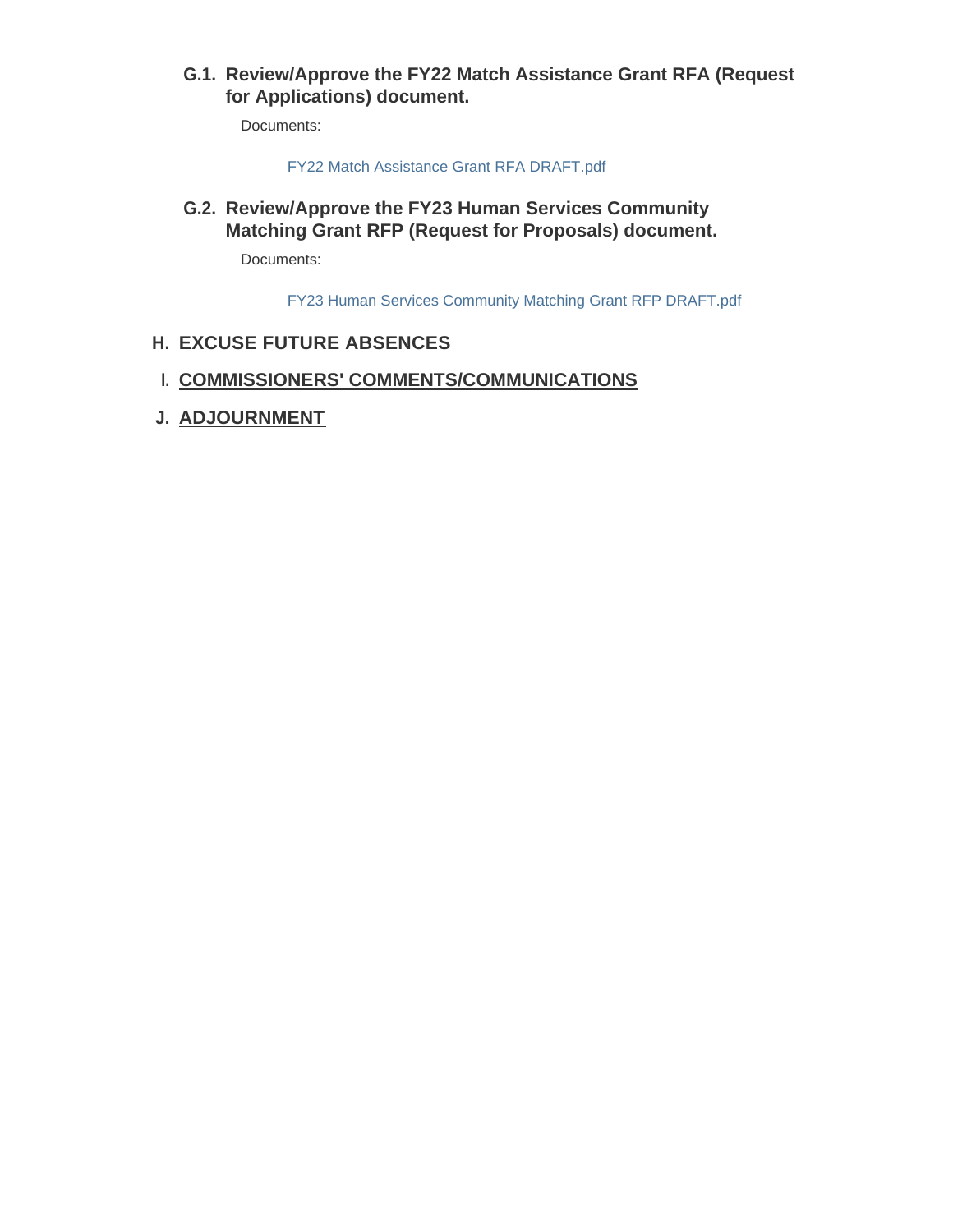### G.1. Review/Approve the FY22 Match Assistance Grant RFA (Request for Applications) document.

Documents:

FY22 Match Assistance Grant RFA DRAFT.pdf

### G.2. Review/Approve the FY23 Human Services Community Matching Grant RFP (Request for Proposals) document.

Documents:

FY23 Human Services Community Matching Grant RFP DRAFT.pdf

## H. EXCUSE FUTURE ABSENCES

## I. COMMISSIONERS' COMMENTS/COMMUNICATIONS

## J. ADJOURNMENT